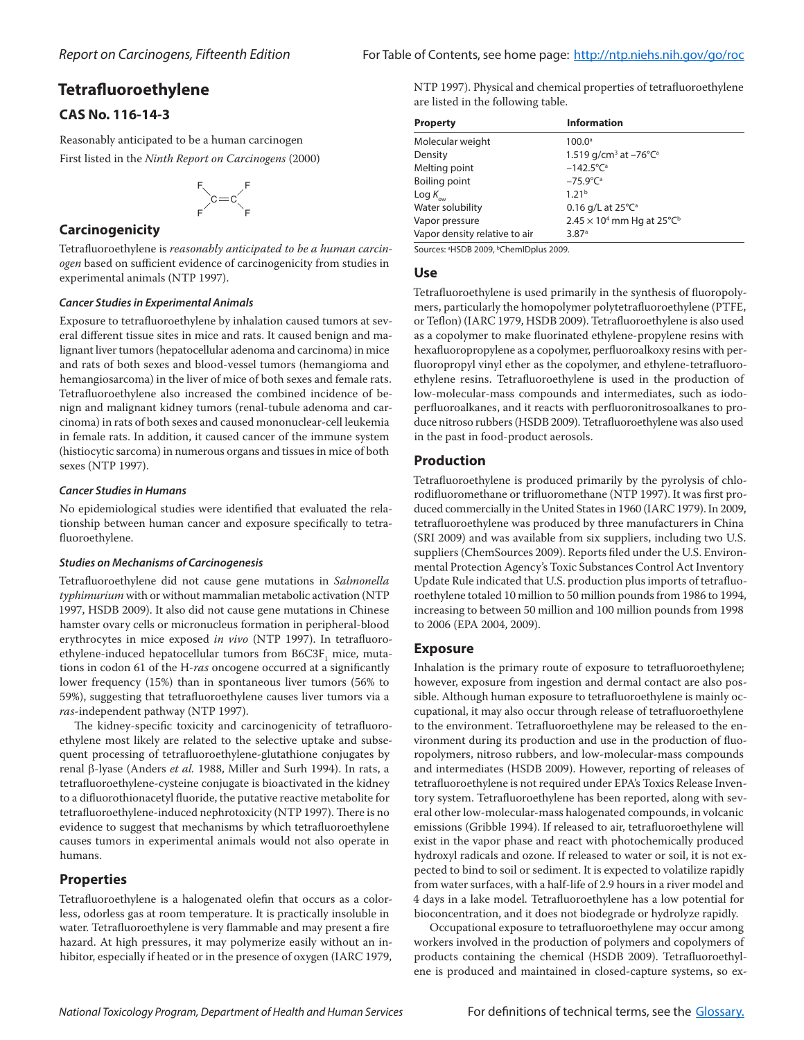# Tetrafluoroethylene

## CAS No. 116-14-3

Reasonably anticipated to be a human carcinogen

First listed in the *Ninth Report on Carcinogens* (2000)

$$F_2C{=}CF_2$$

## Carcinogenicity

Tetrafluoroethylene is *reasonably anticipated to be a human carcinogen* based on sufficient evidence of carcinogenicity from studies in experimental animals (NTP 1997).

### *Cancer Studies in Experimental Animals*

Exposure to tetrafluoroethylene by inhalation caused tumors at several different tissue sites in mice and rats. It caused benign and malignant liver tumors (hepatocellular adenoma and carcinoma) in mice and rats of both sexes and blood-vessel tumors (hemangioma and hemangiosarcoma) in the liver of mice of both sexes and female rats. Tetrafluoroethylene also increased the combined incidence of benign and malignant kidney tumors (renal-tubule adenoma and carcinoma) in rats of both sexes and caused mononuclear-cell leukemia in female rats. In addition, it caused cancer of the immune system (histiocytic sarcoma) in numerous organs and tissues in mice of both sexes (NTP 1997).

### *Cancer Studies in Humans*

No epidemiological studies were identified that evaluated the relationship between human cancer and exposure specifically to tetrafluoroethylene.

### *Studies on Mechanisms of Carcinogenesis*

Tetrafluoroethylene did not cause gene mutations in *Salmonella typhimurium* with or without mammalian metabolic activation (NTP 1997, HSDB 2009). It also did not cause gene mutations in Chinese hamster ovary cells or micronucleus formation in peripheral-blood erythrocytes in mice exposed *in vivo* (NTP 1997). In tetrafluoroethylene-induced hepatocellular tumors from B6C3F$_1$ mice, mutations in codon 61 of the H-*ras* oncogene occurred at a significantly lower frequency (15%) than in spontaneous liver tumors (56% to 59%), suggesting that tetrafluoroethylene causes liver tumors via a *ras*-independent pathway (NTP 1997).

The kidney-specific toxicity and carcinogenicity of tetrafluoroethylene most likely are related to the selective uptake and subsequent processing of tetrafluoroethylene-glutathione conjugates by renal β-lyase (Anders *et al.* 1988, Miller and Surh 1994). In rats, a tetrafluoroethylene-cysteine conjugate is bioactivated in the kidney to a difluorothionacetyl fluoride, the putative reactive metabolite for tetrafluoroethylene-induced nephrotoxicity (NTP 1997). There is no evidence to suggest that mechanisms by which tetrafluoroethylene causes tumors in experimental animals would not also operate in humans.

## Properties

Tetrafluoroethylene is a halogenated olefin that occurs as a colorless, odorless gas at room temperature. It is practically insoluble in water. Tetrafluoroethylene is very flammable and may present a fire hazard. At high pressures, it may polymerize easily without an inhibitor, especially if heated or in the presence of oxygen (IARC 1979, NTP 1997). Physical and chemical properties of tetrafluoroethylene are listed in the following table.

| Property | Information |
|---|---|
| Molecular weight | 100.0[a] |
| Density | 1.519 g/cm$^3$ at –76°C[a] |
| Melting point | –142.5°C[a] |
| Boiling point | –75.9°C[a] |
| Log $K_{ow}$ | 1.21[b] |
| Water solubility | 0.16 g/L at 25°C[a] |
| Vapor pressure | $2.45 \times 10^4$ mm Hg at 25°C[b] |
| Vapor density relative to air | 3.87[a] |

Sources: [a]HSDB 2009, [b]ChemIDplus 2009.

## Use

Tetrafluoroethylene is used primarily in the synthesis of fluoropolymers, particularly the homopolymer polytetrafluoroethylene (PTFE, or Teflon) (IARC 1979, HSDB 2009). Tetrafluoroethylene is also used as a copolymer to make fluorinated ethylene-propylene resins with hexafluoropropylene as a copolymer, perfluoroalkoxy resins with perfluoropropyl vinyl ether as the copolymer, and ethylene-tetrafluoroethylene resins. Tetrafluoroethylene is used in the production of low-molecular-mass compounds and intermediates, such as iodoperfluoroalkanes, and it reacts with perfluoronitrosoalkanes to produce nitroso rubbers (HSDB 2009). Tetrafluoroethylene was also used in the past in food-product aerosols.

## Production

Tetrafluoroethylene is produced primarily by the pyrolysis of chlorodifluoromethane or trifluoromethane (NTP 1997). It was first produced commercially in the United States in 1960 (IARC 1979). In 2009, tetrafluoroethylene was produced by three manufacturers in China (SRI 2009) and was available from six suppliers, including two U.S. suppliers (ChemSources 2009). Reports filed under the U.S. Environmental Protection Agency's Toxic Substances Control Act Inventory Update Rule indicated that U.S. production plus imports of tetrafluoroethylene totaled 10 million to 50 million pounds from 1986 to 1994, increasing to between 50 million and 100 million pounds from 1998 to 2006 (EPA 2004, 2009).

## Exposure

Inhalation is the primary route of exposure to tetrafluoroethylene; however, exposure from ingestion and dermal contact are also possible. Although human exposure to tetrafluoroethylene is mainly occupational, it may also occur through release of tetrafluoroethylene to the environment. Tetrafluoroethylene may be released to the environment during its production and use in the production of fluoropolymers, nitroso rubbers, and low-molecular-mass compounds and intermediates (HSDB 2009). However, reporting of releases of tetrafluoroethylene is not required under EPA's Toxics Release Inventory system. Tetrafluoroethylene has been reported, along with several other low-molecular-mass halogenated compounds, in volcanic emissions (Gribble 1994). If released to air, tetrafluoroethylene will exist in the vapor phase and react with photochemically produced hydroxyl radicals and ozone. If released to water or soil, it is not expected to bind to soil or sediment. It is expected to volatilize rapidly from water surfaces, with a half-life of 2.9 hours in a river model and 4 days in a lake model. Tetrafluoroethylene has a low potential for bioconcentration, and it does not biodegrade or hydrolyze rapidly.

Occupational exposure to tetrafluoroethylene may occur among workers involved in the production of polymers and copolymers of products containing the chemical (HSDB 2009). Tetrafluoroethylene is produced and maintained in closed-capture systems, so ex-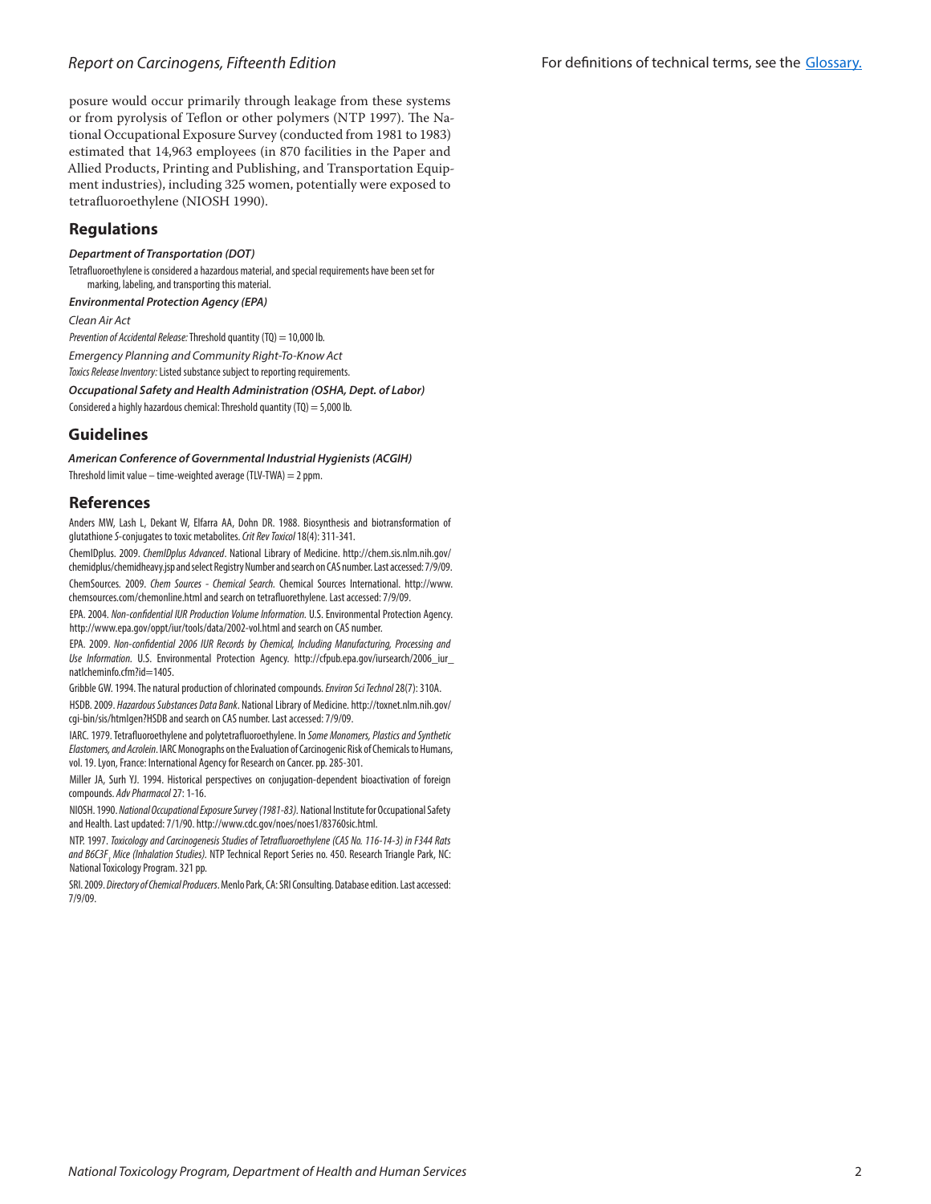posure would occur primarily through leakage from these systems or from pyrolysis of Teflon or other polymers (NTP 1997). The National Occupational Exposure Survey (conducted from 1981 to 1983) estimated that 14,963 employees (in 870 facilities in the Paper and Allied Products, Printing and Publishing, and Transportation Equipment industries), including 325 women, potentially were exposed to tetrafluoroethylene (NIOSH 1990).

## Regulations

***Department of Transportation (DOT)***

Tetrafluoroethylene is considered a hazardous material, and special requirements have been set for marking, labeling, and transporting this material.

***Environmental Protection Agency (EPA)***

*Clean Air Act*

*Prevention of Accidental Release:* Threshold quantity (TQ) = 10,000 lb.

*Emergency Planning and Community Right-To-Know Act*

*Toxics Release Inventory:* Listed substance subject to reporting requirements.

***Occupational Safety and Health Administration (OSHA, Dept. of Labor)***

Considered a highly hazardous chemical: Threshold quantity (TQ) = 5,000 lb.

## Guidelines

***American Conference of Governmental Industrial Hygienists (ACGIH)***

Threshold limit value – time-weighted average (TLV-TWA) = 2 ppm.

## References

Anders MW, Lash L, Dekant W, Elfarra AA, Dohn DR. 1988. Biosynthesis and biotransformation of glutathione *S*-conjugates to toxic metabolites. *Crit Rev Toxicol* 18(4): 311-341.

ChemIDplus. 2009. *ChemIDplus Advanced*. National Library of Medicine. http://chem.sis.nlm.nih.gov/chemidplus/chemidheavy.jsp and select Registry Number and search on CAS number. Last accessed: 7/9/09.

ChemSources. 2009. *Chem Sources - Chemical Search*. Chemical Sources International. http://www.chemsources.com/chemonline.html and search on tetrafluorethylene. Last accessed: 7/9/09.

EPA. 2004. *Non-confidential IUR Production Volume Information*. U.S. Environmental Protection Agency. http://www.epa.gov/oppt/iur/tools/data/2002-vol.html and search on CAS number.

EPA. 2009. *Non-confidential 2006 IUR Records by Chemical, Including Manufacturing, Processing and Use Information*. U.S. Environmental Protection Agency. http://cfpub.epa.gov/iursearch/2006_iur_natlcheminfo.cfm?id=1405.

Gribble GW. 1994. The natural production of chlorinated compounds. *Environ Sci Technol* 28(7): 310A.

HSDB. 2009. *Hazardous Substances Data Bank*. National Library of Medicine. http://toxnet.nlm.nih.gov/cgi-bin/sis/htmlgen?HSDB and search on CAS number. Last accessed: 7/9/09.

IARC. 1979. Tetrafluoroethylene and polytetrafluoroethylene. In *Some Monomers, Plastics and Synthetic Elastomers, and Acrolein*. IARC Monographs on the Evaluation of Carcinogenic Risk of Chemicals to Humans, vol. 19. Lyon, France: International Agency for Research on Cancer. pp. 285-301.

Miller JA, Surh YJ. 1994. Historical perspectives on conjugation-dependent bioactivation of foreign compounds. *Adv Pharmacol* 27: 1-16.

NIOSH. 1990. *National Occupational Exposure Survey (1981-83)*. National Institute for Occupational Safety and Health. Last updated: 7/1/90. http://www.cdc.gov/noes/noes1/83760sic.html.

NTP. 1997. *Toxicology and Carcinogenesis Studies of Tetrafluoroethylene (CAS No. 116-14-3) in F344 Rats and B6C3F$_1$ Mice (Inhalation Studies)*. NTP Technical Report Series no. 450. Research Triangle Park, NC: National Toxicology Program. 321 pp.

SRI. 2009. *Directory of Chemical Producers*. Menlo Park, CA: SRI Consulting. Database edition. Last accessed: 7/9/09.